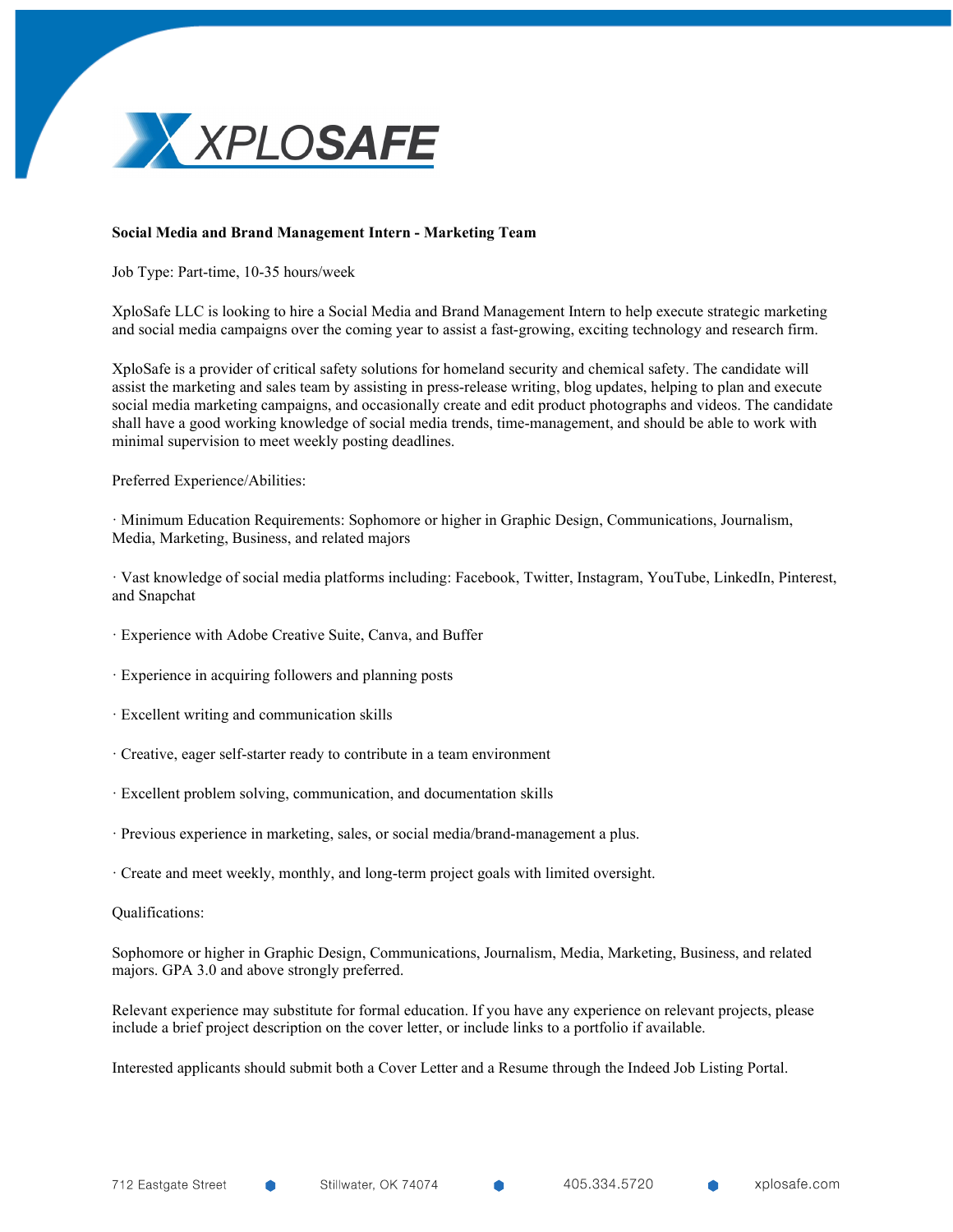**Social Media and Brand Management Intern - Marketing Team**

Job Type: Part-time, 10-35 hours/week

XploSafe LLC is looking to hire a Social Media and Brand Management Intern to help execute strategic marketing and social media campaigns over the coming year to assist a fast-growing, exciting technology and research firm.

XploSafe is a provider of critical safety solutions for homeland security and chemical safety. The candidate will assist the marketing and sales team by assisting in press-release writing, blog updates, helping to plan and execute social media marketing campaigns, and occasionally create and edit product photographs and videos. The candidate shall have a good working knowledge of social media trends, time-management, and should be able to work with minimal supervision to meet weekly posting deadlines.

Preferred Experience/Abilities:

- Minimum Education Requirements: Sophomore or higher in Graphic Design, Communications, Journalism, Media, Marketing, Business, and related majors
- Vast knowledge of social media platforms including: Facebook, Twitter, Instagram, YouTube, LinkedIn, Pinterest, and Snapchat
- Experience with Adobe Creative Suite, Canva, and Buffer
- Experience in acquiring followers and planning posts
- Excellent writing and communication skills
- Creative, eager self-starter ready to contribute in a team environment
- Excellent problem solving, communication, and documentation skills
- Previous experience in marketing, sales, or social media/brand-management a plus.
- Create and meet weekly, monthly, and long-term project goals with limited oversight.

Qualifications:

Sophomore or higher in Graphic Design, Communications, Journalism, Media, Marketing, Business, and related majors. GPA 3.0 and above strongly preferred.

Relevant experience may substitute for formal education. If you have any experience on relevant projects, please include a brief project description on the cover letter, or include links to a portfolio if available.

Interested applicants should submit both a Cover Letter and a Resume through the Indeed Job Listing Portal.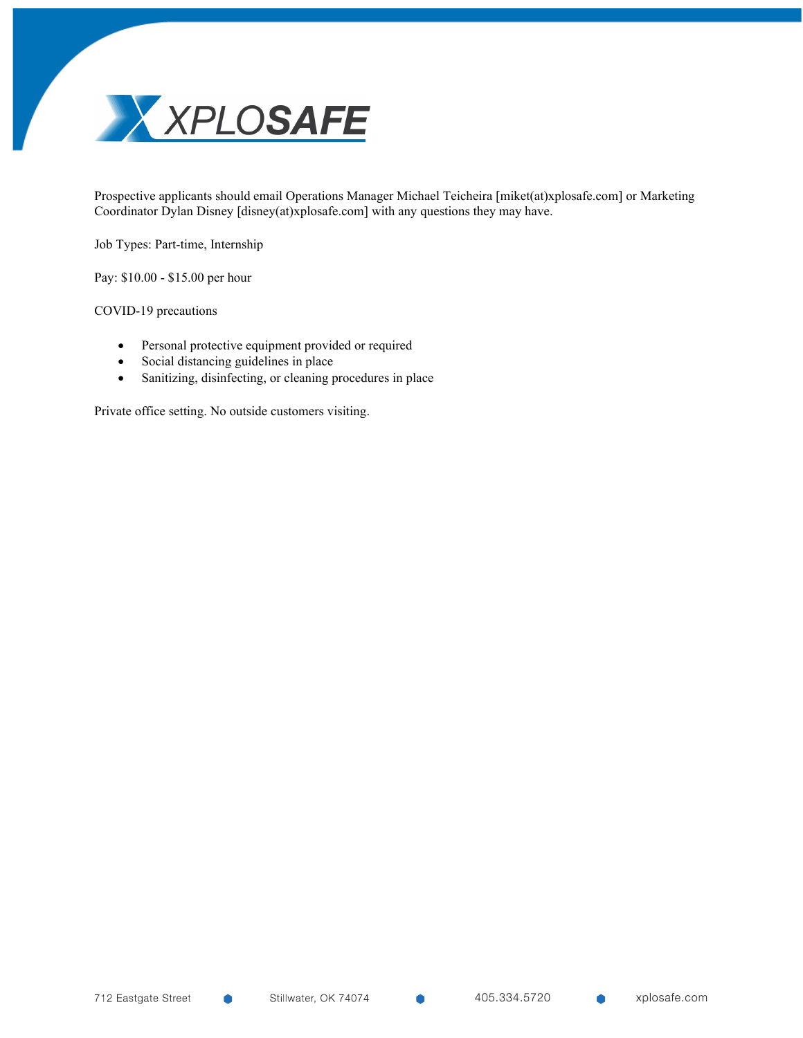Prospective applicants should email Operations Manager Michael Teicheira [miket(at)xplosafe.com] or Marketing Coordinator Dylan Disney [disney(at)xplosafe.com] with any questions they may have.

Job Types: Part-time, Internship

Pay: $10.00 - $15.00 per hour

COVID-19 precautions

- Personal protective equipment provided or required
- Social distancing guidelines in place
- Sanitizing, disinfecting, or cleaning procedures in place

Private office setting. No outside customers visiting.